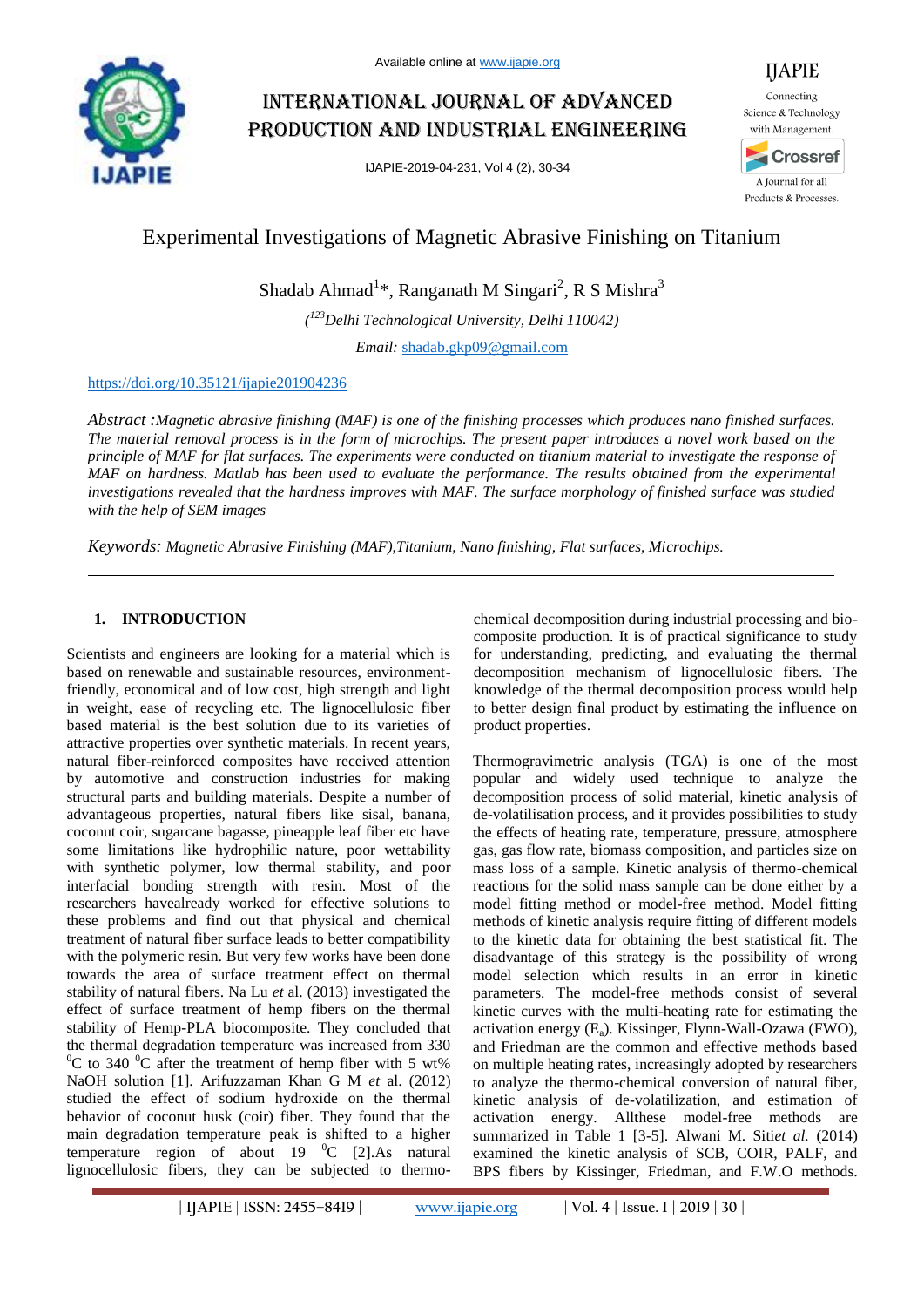# Experimental Investigations of Magnetic Abrasive Finishing on Titanium

Shadab Ahmad[1]*, Ranganath M Singari[2], R S Mishra[3]

([123]Delhi Technological University, Delhi 110042)

*Email:* shadab.gkp09@gmail.com

https://doi.org/10.35121/ijapie201904236

*Abstract :Magnetic abrasive finishing (MAF) is one of the finishing processes which produces nano finished surfaces. The material removal process is in the form of microchips. The present paper introduces a novel work based on the principle of MAF for flat surfaces. The experiments were conducted on titanium material to investigate the response of MAF on hardness. Matlab has been used to evaluate the performance. The results obtained from the experimental investigations revealed that the hardness improves with MAF. The surface morphology of finished surface was studied with the help of SEM images*

*Keywords: Magnetic Abrasive Finishing (MAF),Titanium, Nano finishing, Flat surfaces, Microchips.*

## 1. INTRODUCTION

Scientists and engineers are looking for a material which is based on renewable and sustainable resources, environment-friendly, economical and of low cost, high strength and light in weight, ease of recycling etc. The lignocellulosic fiber based material is the best solution due to its varieties of attractive properties over synthetic materials. In recent years, natural fiber-reinforced composites have received attention by automotive and construction industries for making structural parts and building materials. Despite a number of advantageous properties, natural fibers like sisal, banana, coconut coir, sugarcane bagasse, pineapple leaf fiber etc have some limitations like hydrophilic nature, poor wettability with synthetic polymer, low thermal stability, and poor interfacial bonding strength with resin. Most of the researchers havealready worked for effective solutions to these problems and find out that physical and chemical treatment of natural fiber surface leads to better compatibility with the polymeric resin. But very few works have been done towards the area of surface treatment effect on thermal stability of natural fibers. Na Lu *et* al. (2013) investigated the effect of surface treatment of hemp fibers on the thermal stability of Hemp-PLA biocomposite. They concluded that the thermal degradation temperature was increased from 330 $^0$C to 340 $^0$C after the treatment of hemp fiber with 5 wt% NaOH solution [1]. Arifuzzaman Khan G M *et* al. (2012) studied the effect of sodium hydroxide on the thermal behavior of coconut husk (coir) fiber. They found that the main degradation temperature peak is shifted to a higher temperature region of about 19 $^0$C [2].As natural lignocellulosic fibers, they can be subjected to thermo-chemical decomposition during industrial processing and bio-composite production. It is of practical significance to study for understanding, predicting, and evaluating the thermal decomposition mechanism of lignocellulosic fibers. The knowledge of the thermal decomposition process would help to better design final product by estimating the influence on product properties.

Thermogravimetric analysis (TGA) is one of the most popular and widely used technique to analyze the decomposition process of solid material, kinetic analysis of de-volatilisation process, and it provides possibilities to study the effects of heating rate, temperature, pressure, atmosphere gas, gas flow rate, biomass composition, and particles size on mass loss of a sample. Kinetic analysis of thermo-chemical reactions for the solid mass sample can be done either by a model fitting method or model-free method. Model fitting methods of kinetic analysis require fitting of different models to the kinetic data for obtaining the best statistical fit. The disadvantage of this strategy is the possibility of wrong model selection which results in an error in kinetic parameters. The model-free methods consist of several kinetic curves with the multi-heating rate for estimating the activation energy ($E_a$). Kissinger, Flynn-Wall-Ozawa (FWO), and Friedman are the common and effective methods based on multiple heating rates, increasingly adopted by researchers to analyze the thermo-chemical conversion of natural fiber, kinetic analysis of de-volatilization, and estimation of activation energy. Allthese model-free methods are summarized in Table 1 [3-5]. Alwani M. Siti*et al.* (2014) examined the kinetic analysis of SCB, COIR, PALF, and BPS fibers by Kissinger, Friedman, and F.W.O methods.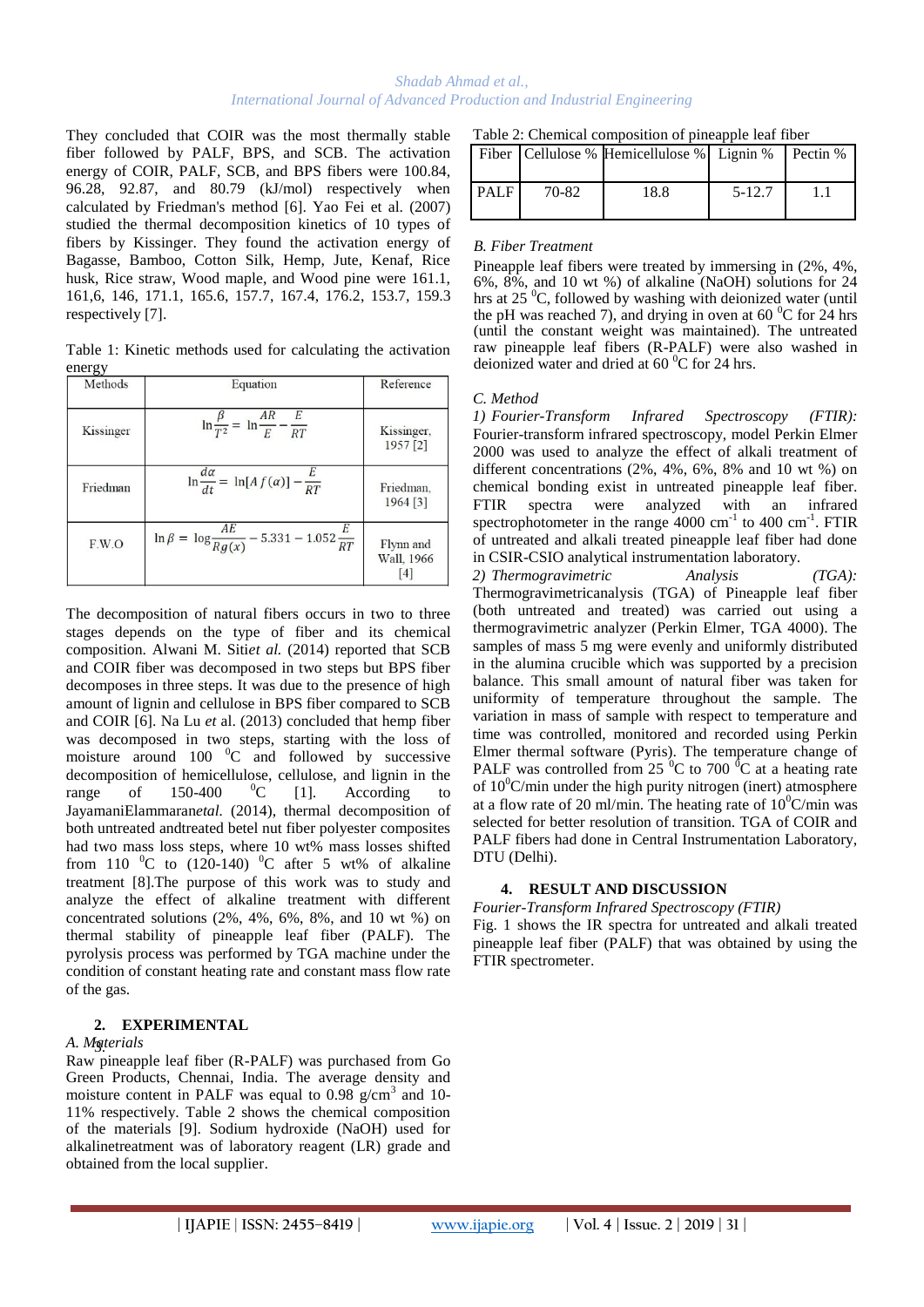They concluded that COIR was the most thermally stable fiber followed by PALF, BPS, and SCB. The activation energy of COIR, PALF, SCB, and BPS fibers were 100.84, 96.28, 92.87, and 80.79 (kJ/mol) respectively when calculated by Friedman's method [6]. Yao Fei et al. (2007) studied the thermal decomposition kinetics of 10 types of fibers by Kissinger. They found the activation energy of Bagasse, Bamboo, Cotton Silk, Hemp, Jute, Kenaf, Rice husk, Rice straw, Wood maple, and Wood pine were 161.1, 161,6, 146, 171.1, 165.6, 157.7, 167.4, 176.2, 153.7, 159.3 respectively [7].

Table 1: Kinetic methods used for calculating the activation energy

| Methods | Equation | Reference |
|---|---|---|
| Kissinger | $\ln\frac{\beta}{T^2} = \ln\frac{AR}{E} - \frac{E}{RT}$ | Kissinger, 1957 [2] |
| Friedman | $\ln\frac{d\alpha}{dt} = \ln[A\,f(\alpha)] - \frac{E}{RT}$ | Friedman, 1964 [3] |
| F.W.O | $\ln\beta = \log\frac{AE}{Rg(x)} - 5.331 - 1.052\frac{E}{RT}$ | Flynn and Wall, 1966 [4] |

The decomposition of natural fibers occurs in two to three stages depends on the type of fiber and its chemical composition. Alwani M. Sitiet al. (2014) reported that SCB and COIR fiber was decomposed in two steps but BPS fiber decomposes in three steps. It was due to the presence of high amount of lignin and cellulose in BPS fiber compared to SCB and COIR [6]. Na Lu et al. (2013) concluded that hemp fiber was decomposed in two steps, starting with the loss of moisture around 100 $^0$C and followed by successive decomposition of hemicellulose, cellulose, and lignin in the range of 150-400 $^0$C [1]. According to JayamaniElammaranetal. (2014), thermal decomposition of both untreated andtreated betel nut fiber polyester composites had two mass loss steps, where 10 wt% mass losses shifted from 110 $^0$C to (120-140) $^0$C after 5 wt% of alkaline treatment [8].The purpose of this work was to study and analyze the effect of alkaline treatment with different concentrated solutions (2%, 4%, 6%, 8%, and 10 wt %) on thermal stability of pineapple leaf fiber (PALF). The pyrolysis process was performed by TGA machine under the condition of constant heating rate and constant mass flow rate of the gas.

## 2. EXPERIMENTAL

### A. Materials

Raw pineapple leaf fiber (R-PALF) was purchased from Go Green Products, Chennai, India. The average density and moisture content in PALF was equal to 0.98 g/cm$^3$ and 10-11% respectively. Table 2 shows the chemical composition of the materials [9]. Sodium hydroxide (NaOH) used for alkalinetreatment was of laboratory reagent (LR) grade and obtained from the local supplier.

Table 2: Chemical composition of pineapple leaf fiber

| Fiber | Cellulose % | Hemicellulose % | Lignin % | Pectin % |
|---|---|---|---|---|
| PALF | 70-82 | 18.8 | 5-12.7 | 1.1 |

### B. Fiber Treatment

Pineapple leaf fibers were treated by immersing in (2%, 4%, 6%, 8%, and 10 wt %) of alkaline (NaOH) solutions for 24 hrs at 25 $^0$C, followed by washing with deionized water (until the pH was reached 7), and drying in oven at 60 $^0$C for 24 hrs (until the constant weight was maintained). The untreated raw pineapple leaf fibers (R-PALF) were also washed in deionized water and dried at 60 $^0$C for 24 hrs.

### C. Method

*1) Fourier-Transform Infrared Spectroscopy (FTIR):* Fourier-transform infrared spectroscopy, model Perkin Elmer 2000 was used to analyze the effect of alkali treatment of different concentrations (2%, 4%, 6%, 8% and 10 wt %) on chemical bonding exist in untreated pineapple leaf fiber. FTIR spectra were analyzed with an infrared spectrophotometer in the range 4000 cm$^{-1}$ to 400 cm$^{-1}$. FTIR of untreated and alkali treated pineapple leaf fiber had done in CSIR-CSIO analytical instrumentation laboratory.

*2) Thermogravimetric Analysis (TGA):* Thermogravimetricanalysis (TGA) of Pineapple leaf fiber (both untreated and treated) was carried out using a thermogravimetric analyzer (Perkin Elmer, TGA 4000). The samples of mass 5 mg were evenly and uniformly distributed in the alumina crucible which was supported by a precision balance. This small amount of natural fiber was taken for uniformity of temperature throughout the sample. The variation in mass of sample with respect to temperature and time was controlled, monitored and recorded using Perkin Elmer thermal software (Pyris). The temperature change of PALF was controlled from 25 $^0$C to 700 $^0$C at a heating rate of 10$^0$C/min under the high purity nitrogen (inert) atmosphere at a flow rate of 20 ml/min. The heating rate of 10$^0$C/min was selected for better resolution of transition. TGA of COIR and PALF fibers had done in Central Instrumentation Laboratory, DTU (Delhi).

## 4. RESULT AND DISCUSSION

*Fourier-Transform Infrared Spectroscopy (FTIR)*

Fig. 1 shows the IR spectra for untreated and alkali treated pineapple leaf fiber (PALF) that was obtained by using the FTIR spectrometer.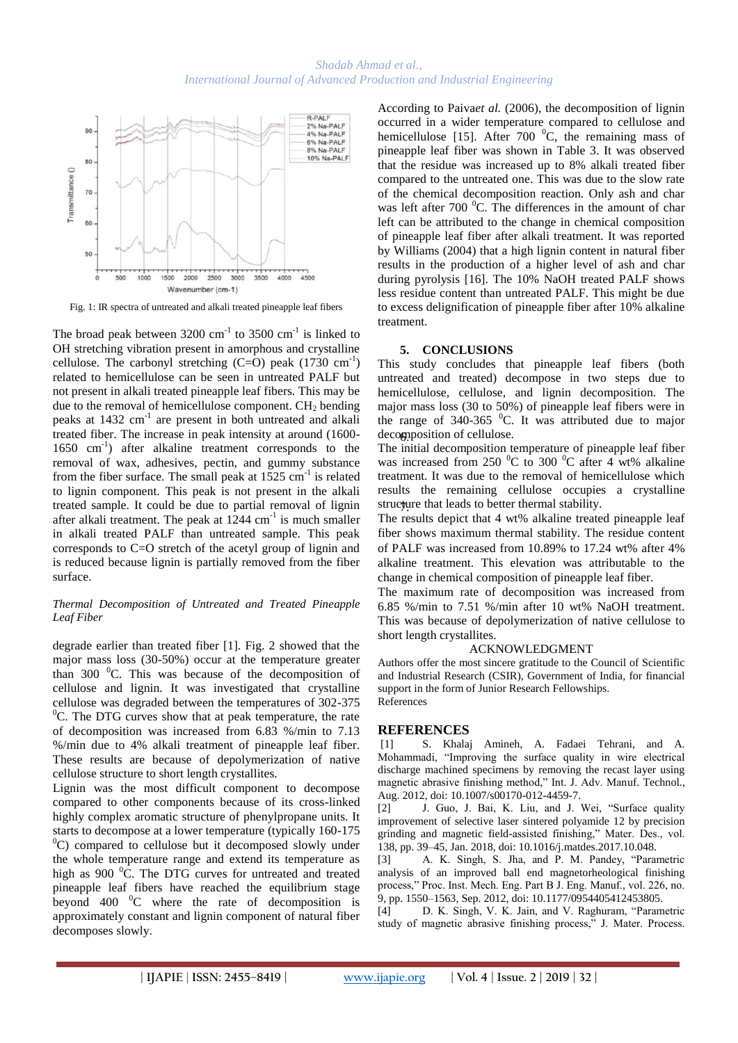Fig. 1: IR spectra of untreated and alkali treated pineapple leaf fibers

The broad peak between 3200 $cm^{-1}$ to 3500 $cm^{-1}$ is linked to OH stretching vibration present in amorphous and crystalline cellulose. The carbonyl stretching (C=O) peak (1730 $cm^{-1}$) related to hemicellulose can be seen in untreated PALF but not present in alkali treated pineapple leaf fibers. This may be due to the removal of hemicellulose component. $CH_2$ bending peaks at 1432 $cm^{-1}$ are present in both untreated and alkali treated fiber. The increase in peak intensity at around (1600-1650 $cm^{-1}$) after alkaline treatment corresponds to the removal of wax, adhesives, pectin, and gummy substance from the fiber surface. The small peak at 1525 $cm^{-1}$ is related to lignin component. This peak is not present in the alkali treated sample. It could be due to partial removal of lignin after alkali treatment. The peak at 1244 $cm^{-1}$ is much smaller in alkali treated PALF than untreated sample. This peak corresponds to C=O stretch of the acetyl group of lignin and is reduced because lignin is partially removed from the fiber surface.

*Thermal Decomposition of Untreated and Treated Pineapple Leaf Fiber*

degrade earlier than treated fiber [1]. Fig. 2 showed that the major mass loss (30-50%) occur at the temperature greater than 300 $^0$C. This was because of the decomposition of cellulose and lignin. It was investigated that crystalline cellulose was degraded between the temperatures of 302-375 $^0$C. The DTG curves show that at peak temperature, the rate of decomposition was increased from 6.83 %/min to 7.13 %/min due to 4% alkali treatment of pineapple leaf fiber. These results are because of depolymerization of native cellulose structure to short length crystallites.

Lignin was the most difficult component to decompose compared to other components because of its cross-linked highly complex aromatic structure of phenylpropane units. It starts to decompose at a lower temperature (typically 160-175 $^0$C) compared to cellulose but it decomposed slowly under the whole temperature range and extend its temperature as high as 900 $^0$C. The DTG curves for untreated and treated pineapple leaf fibers have reached the equilibrium stage beyond 400 $^0$C where the rate of decomposition is approximately constant and lignin component of natural fiber decomposes slowly.

According to Paiva*et al.* (2006), the decomposition of lignin occurred in a wider temperature compared to cellulose and hemicellulose [15]. After 700 $^0$C, the remaining mass of pineapple leaf fiber was shown in Table 3. It was observed that the residue was increased up to 8% alkali treated fiber compared to the untreated one. This was due to the slow rate of the chemical decomposition reaction. Only ash and char was left after 700 $^0$C. The differences in the amount of char left can be attributed to the change in chemical composition of pineapple leaf fiber after alkali treatment. It was reported by Williams (2004) that a high lignin content in natural fiber results in the production of a higher level of ash and char during pyrolysis [16]. The 10% NaOH treated PALF shows less residue content than untreated PALF. This might be due to excess delignification of pineapple fiber after 10% alkaline treatment.

## 5. CONCLUSIONS

This study concludes that pineapple leaf fibers (both untreated and treated) decompose in two steps due to hemicellulose, cellulose, and lignin decomposition. The major mass loss (30 to 50%) of pineapple leaf fibers were in the range of 340-365 $^0$C. It was attributed due to major decomposition of cellulose.

The initial decomposition temperature of pineapple leaf fiber was increased from 250 $^0$C to 300 $^0$C after 4 wt% alkaline treatment. It was due to the removal of hemicellulose which results the remaining cellulose occupies a crystalline structure that leads to better thermal stability.

The results depict that 4 wt% alkaline treated pineapple leaf fiber shows maximum thermal stability. The residue content of PALF was increased from 10.89% to 17.24 wt% after 4% alkaline treatment. This elevation was attributable to the change in chemical composition of pineapple leaf fiber.

The maximum rate of decomposition was increased from 6.85 %/min to 7.51 %/min after 10 wt% NaOH treatment. This was because of depolymerization of native cellulose to short length crystallites.

### ACKNOWLEDGMENT

Authors offer the most sincere gratitude to the Council of Scientific and Industrial Research (CSIR), Government of India, for financial support in the form of Junior Research Fellowships.

References

## REFERENCES

[1] S. Khalaj Amineh, A. Fadaei Tehrani, and A. Mohammadi, "Improving the surface quality in wire electrical discharge machined specimens by removing the recast layer using magnetic abrasive finishing method," Int. J. Adv. Manuf. Technol., Aug. 2012, doi: 10.1007/s00170-012-4459-7.

[2] J. Guo, J. Bai, K. Liu, and J. Wei, "Surface quality improvement of selective laser sintered polyamide 12 by precision grinding and magnetic field-assisted finishing," Mater. Des., vol. 138, pp. 39–45, Jan. 2018, doi: 10.1016/j.matdes.2017.10.048.

[3] A. K. Singh, S. Jha, and P. M. Pandey, "Parametric analysis of an improved ball end magnetorheological finishing process," Proc. Inst. Mech. Eng. Part B J. Eng. Manuf., vol. 226, no. 9, pp. 1550–1563, Sep. 2012, doi: 10.1177/0954405412453805.

[4] D. K. Singh, V. K. Jain, and V. Raghuram, "Parametric study of magnetic abrasive finishing process," J. Mater. Process.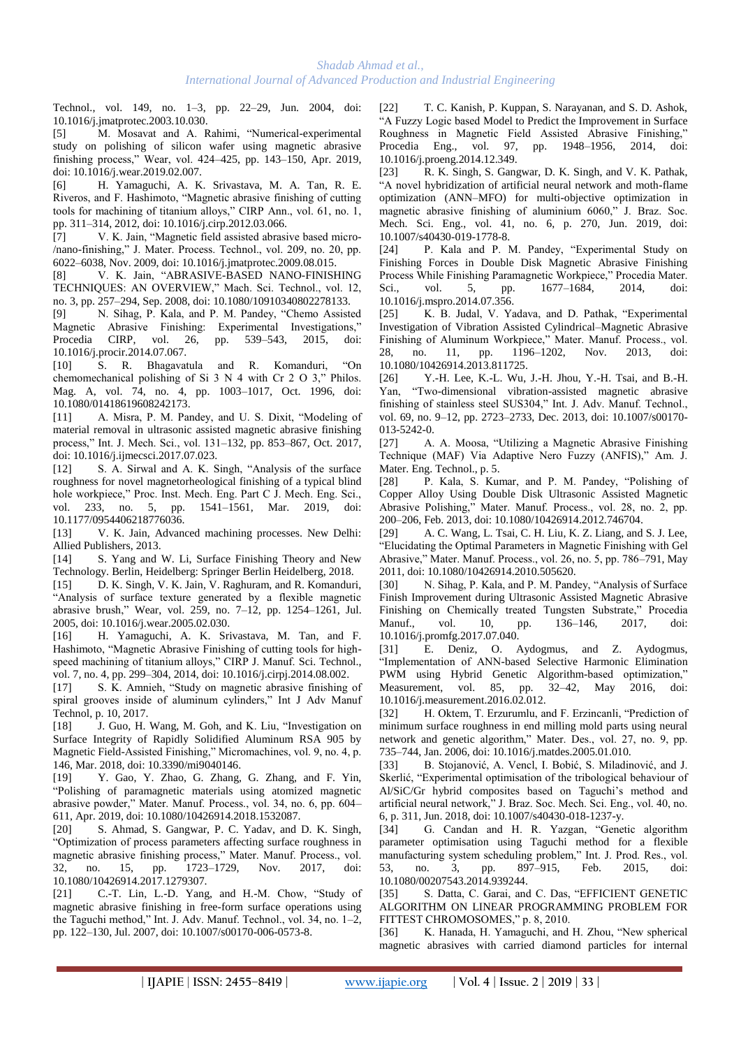Technol., vol. 149, no. 1–3, pp. 22–29, Jun. 2004, doi: 10.1016/j.jmatprotec.2003.10.030.

[5] M. Mosavat and A. Rahimi, "Numerical-experimental study on polishing of silicon wafer using magnetic abrasive finishing process," Wear, vol. 424–425, pp. 143–150, Apr. 2019, doi: 10.1016/j.wear.2019.02.007.

[6] H. Yamaguchi, A. K. Srivastava, M. A. Tan, R. E. Riveros, and F. Hashimoto, "Magnetic abrasive finishing of cutting tools for machining of titanium alloys," CIRP Ann., vol. 61, no. 1, pp. 311–314, 2012, doi: 10.1016/j.cirp.2012.03.066.

[7] V. K. Jain, "Magnetic field assisted abrasive based micro-/nano-finishing," J. Mater. Process. Technol., vol. 209, no. 20, pp. 6022–6038, Nov. 2009, doi: 10.1016/j.jmatprotec.2009.08.015.

[8] V. K. Jain, "ABRASIVE-BASED NANO-FINISHING TECHNIQUES: AN OVERVIEW," Mach. Sci. Technol., vol. 12, no. 3, pp. 257–294, Sep. 2008, doi: 10.1080/10910340802278133.

[9] N. Sihag, P. Kala, and P. M. Pandey, "Chemo Assisted Magnetic Abrasive Finishing: Experimental Investigations," Procedia CIRP, vol. 26, pp. 539–543, 2015, doi: 10.1016/j.procir.2014.07.067.

[10] S. R. Bhagavatula and R. Komanduri, "On chemomechanical polishing of Si 3 N 4 with Cr 2 O 3," Philos. Mag. A, vol. 74, no. 4, pp. 1003–1017, Oct. 1996, doi: 10.1080/01418619608242173.

[11] A. Misra, P. M. Pandey, and U. S. Dixit, "Modeling of material removal in ultrasonic assisted magnetic abrasive finishing process," Int. J. Mech. Sci., vol. 131–132, pp. 853–867, Oct. 2017, doi: 10.1016/j.ijmecsci.2017.07.023.

[12] S. A. Sirwal and A. K. Singh, "Analysis of the surface roughness for novel magnetorheological finishing of a typical blind hole workpiece," Proc. Inst. Mech. Eng. Part C J. Mech. Eng. Sci., vol. 233, no. 5, pp. 1541–1561, Mar. 2019, doi: 10.1177/0954406218776036.

[13] V. K. Jain, Advanced machining processes. New Delhi: Allied Publishers, 2013.

[14] S. Yang and W. Li, Surface Finishing Theory and New Technology. Berlin, Heidelberg: Springer Berlin Heidelberg, 2018.

[15] D. K. Singh, V. K. Jain, V. Raghuram, and R. Komanduri, "Analysis of surface texture generated by a flexible magnetic abrasive brush," Wear, vol. 259, no. 7–12, pp. 1254–1261, Jul. 2005, doi: 10.1016/j.wear.2005.02.030.

[16] H. Yamaguchi, A. K. Srivastava, M. Tan, and F. Hashimoto, "Magnetic Abrasive Finishing of cutting tools for high-speed machining of titanium alloys," CIRP J. Manuf. Sci. Technol., vol. 7, no. 4, pp. 299–304, 2014, doi: 10.1016/j.cirpj.2014.08.002.

[17] S. K. Amnieh, "Study on magnetic abrasive finishing of spiral grooves inside of aluminum cylinders," Int J Adv Manuf Technol, p. 10, 2017.

[18] J. Guo, H. Wang, M. Goh, and K. Liu, "Investigation on Surface Integrity of Rapidly Solidified Aluminum RSA 905 by Magnetic Field-Assisted Finishing," Micromachines, vol. 9, no. 4, p. 146, Mar. 2018, doi: 10.3390/mi9040146.

[19] Y. Gao, Y. Zhao, G. Zhang, G. Zhang, and F. Yin, "Polishing of paramagnetic materials using atomized magnetic abrasive powder," Mater. Manuf. Process., vol. 34, no. 6, pp. 604–611, Apr. 2019, doi: 10.1080/10426914.2018.1532087.

[20] S. Ahmad, S. Gangwar, P. C. Yadav, and D. K. Singh, "Optimization of process parameters affecting surface roughness in magnetic abrasive finishing process," Mater. Manuf. Process., vol. 32, no. 15, pp. 1723–1729, Nov. 2017, doi: 10.1080/10426914.2017.1279307.

[21] C.-T. Lin, L.-D. Yang, and H.-M. Chow, "Study of magnetic abrasive finishing in free-form surface operations using the Taguchi method," Int. J. Adv. Manuf. Technol., vol. 34, no. 1–2, pp. 122–130, Jul. 2007, doi: 10.1007/s00170-006-0573-8.

[22] T. C. Kanish, P. Kuppan, S. Narayanan, and S. D. Ashok, "A Fuzzy Logic based Model to Predict the Improvement in Surface Roughness in Magnetic Field Assisted Abrasive Finishing," Procedia Eng., vol. 97, pp. 1948–1956, 2014, doi: 10.1016/j.proeng.2014.12.349.

[23] R. K. Singh, S. Gangwar, D. K. Singh, and V. K. Pathak, "A novel hybridization of artificial neural network and moth-flame optimization (ANN–MFO) for multi-objective optimization in magnetic abrasive finishing of aluminium 6060," J. Braz. Soc. Mech. Sci. Eng., vol. 41, no. 6, p. 270, Jun. 2019, doi: 10.1007/s40430-019-1778-8.

[24] P. Kala and P. M. Pandey, "Experimental Study on Finishing Forces in Double Disk Magnetic Abrasive Finishing Process While Finishing Paramagnetic Workpiece," Procedia Mater. Sci., vol. 5, pp. 1677–1684, 2014, doi: 10.1016/j.mspro.2014.07.356.

[25] K. B. Judal, V. Yadava, and D. Pathak, "Experimental Investigation of Vibration Assisted Cylindrical–Magnetic Abrasive Finishing of Aluminum Workpiece," Mater. Manuf. Process., vol. 28, no. 11, pp. 1196–1202, Nov. 2013, doi: 10.1080/10426914.2013.811725.

[26] Y.-H. Lee, K.-L. Wu, J.-H. Jhou, Y.-H. Tsai, and B.-H. Yan, "Two-dimensional vibration-assisted magnetic abrasive finishing of stainless steel SUS304," Int. J. Adv. Manuf. Technol., vol. 69, no. 9–12, pp. 2723–2733, Dec. 2013, doi: 10.1007/s00170-013-5242-0.

[27] A. A. Moosa, "Utilizing a Magnetic Abrasive Finishing Technique (MAF) Via Adaptive Nero Fuzzy (ANFIS)," Am. J. Mater. Eng. Technol., p. 5.

[28] P. Kala, S. Kumar, and P. M. Pandey, "Polishing of Copper Alloy Using Double Disk Ultrasonic Assisted Magnetic Abrasive Polishing," Mater. Manuf. Process., vol. 28, no. 2, pp. 200–206, Feb. 2013, doi: 10.1080/10426914.2012.746704.

[29] A. C. Wang, L. Tsai, C. H. Liu, K. Z. Liang, and S. J. Lee, "Elucidating the Optimal Parameters in Magnetic Finishing with Gel Abrasive," Mater. Manuf. Process., vol. 26, no. 5, pp. 786–791, May 2011, doi: 10.1080/10426914.2010.505620.

[30] N. Sihag, P. Kala, and P. M. Pandey, "Analysis of Surface Finish Improvement during Ultrasonic Assisted Magnetic Abrasive Finishing on Chemically treated Tungsten Substrate," Procedia Manuf., vol. 10, pp. 136–146, 2017, doi: 10.1016/j.promfg.2017.07.040.

[31] E. Deniz, O. Aydogmus, and Z. Aydogmus, "Implementation of ANN-based Selective Harmonic Elimination PWM using Hybrid Genetic Algorithm-based optimization," Measurement, vol. 85, pp. 32–42, May 2016, doi: 10.1016/j.measurement.2016.02.012.

[32] H. Oktem, T. Erzurumlu, and F. Erzincanli, "Prediction of minimum surface roughness in end milling mold parts using neural network and genetic algorithm," Mater. Des., vol. 27, no. 9, pp. 735–744, Jan. 2006, doi: 10.1016/j.matdes.2005.01.010.

[33] B. Stojanović, A. Vencl, I. Bobić, S. Miladinović, and J. Skerlić, "Experimental optimisation of the tribological behaviour of Al/SiC/Gr hybrid composites based on Taguchi's method and artificial neural network," J. Braz. Soc. Mech. Sci. Eng., vol. 40, no. 6, p. 311, Jun. 2018, doi: 10.1007/s40430-018-1237-y.

[34] G. Candan and H. R. Yazgan, "Genetic algorithm parameter optimisation using Taguchi method for a flexible manufacturing system scheduling problem," Int. J. Prod. Res., vol. 53, no. 3, pp. 897–915, Feb. 2015, doi: 10.1080/00207543.2014.939244.

[35] S. Datta, C. Garai, and C. Das, "EFFICIENT GENETIC ALGORITHM ON LINEAR PROGRAMMING PROBLEM FOR FITTEST CHROMOSOMES," p. 8, 2010.

[36] K. Hanada, H. Yamaguchi, and H. Zhou, "New spherical magnetic abrasives with carried diamond particles for internal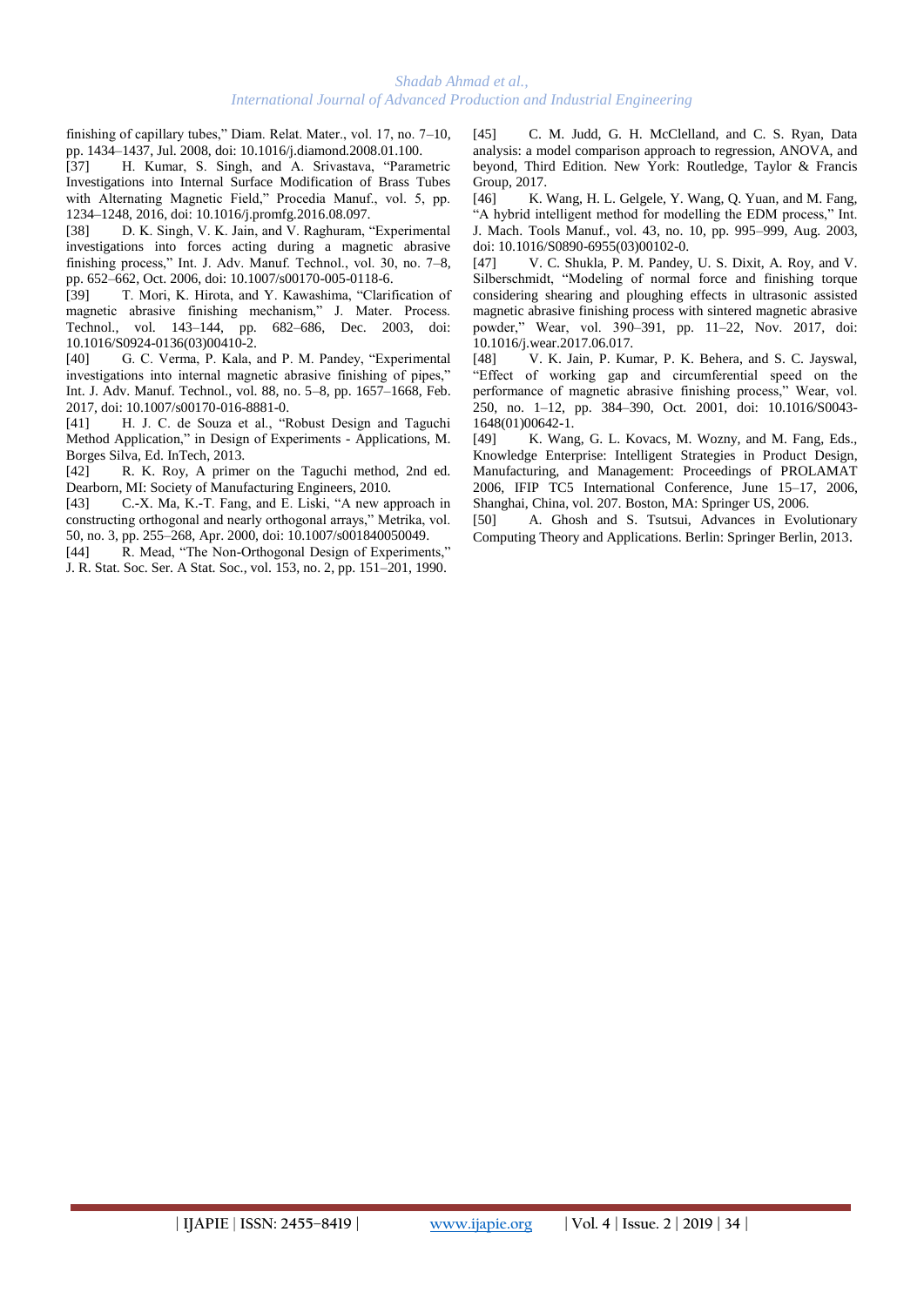finishing of capillary tubes," Diam. Relat. Mater., vol. 17, no. 7–10, pp. 1434–1437, Jul. 2008, doi: 10.1016/j.diamond.2008.01.100.

[37] H. Kumar, S. Singh, and A. Srivastava, "Parametric Investigations into Internal Surface Modification of Brass Tubes with Alternating Magnetic Field," Procedia Manuf., vol. 5, pp. 1234–1248, 2016, doi: 10.1016/j.promfg.2016.08.097.

[38] D. K. Singh, V. K. Jain, and V. Raghuram, "Experimental investigations into forces acting during a magnetic abrasive finishing process," Int. J. Adv. Manuf. Technol., vol. 30, no. 7–8, pp. 652–662, Oct. 2006, doi: 10.1007/s00170-005-0118-6.

[39] T. Mori, K. Hirota, and Y. Kawashima, "Clarification of magnetic abrasive finishing mechanism," J. Mater. Process. Technol., vol. 143–144, pp. 682–686, Dec. 2003, doi: 10.1016/S0924-0136(03)00410-2.

[40] G. C. Verma, P. Kala, and P. M. Pandey, "Experimental investigations into internal magnetic abrasive finishing of pipes," Int. J. Adv. Manuf. Technol., vol. 88, no. 5–8, pp. 1657–1668, Feb. 2017, doi: 10.1007/s00170-016-8881-0.

[41] H. J. C. de Souza et al., "Robust Design and Taguchi Method Application," in Design of Experiments - Applications, M. Borges Silva, Ed. InTech, 2013.

[42] R. K. Roy, A primer on the Taguchi method, 2nd ed. Dearborn, MI: Society of Manufacturing Engineers, 2010.

[43] C.-X. Ma, K.-T. Fang, and E. Liski, "A new approach in constructing orthogonal and nearly orthogonal arrays," Metrika, vol. 50, no. 3, pp. 255–268, Apr. 2000, doi: 10.1007/s001840050049.

[44] R. Mead, "The Non-Orthogonal Design of Experiments," J. R. Stat. Soc. Ser. A Stat. Soc., vol. 153, no. 2, pp. 151–201, 1990.

[45] C. M. Judd, G. H. McClelland, and C. S. Ryan, Data analysis: a model comparison approach to regression, ANOVA, and beyond, Third Edition. New York: Routledge, Taylor & Francis Group, 2017.

[46] K. Wang, H. L. Gelgele, Y. Wang, Q. Yuan, and M. Fang, "A hybrid intelligent method for modelling the EDM process," Int. J. Mach. Tools Manuf., vol. 43, no. 10, pp. 995–999, Aug. 2003, doi: 10.1016/S0890-6955(03)00102-0.

[47] V. C. Shukla, P. M. Pandey, U. S. Dixit, A. Roy, and V. Silberschmidt, "Modeling of normal force and finishing torque considering shearing and ploughing effects in ultrasonic assisted magnetic abrasive finishing process with sintered magnetic abrasive powder," Wear, vol. 390–391, pp. 11–22, Nov. 2017, doi: 10.1016/j.wear.2017.06.017.

[48] V. K. Jain, P. Kumar, P. K. Behera, and S. C. Jayswal, "Effect of working gap and circumferential speed on the performance of magnetic abrasive finishing process," Wear, vol. 250, no. 1–12, pp. 384–390, Oct. 2001, doi: 10.1016/S0043-1648(01)00642-1.

[49] K. Wang, G. L. Kovacs, M. Wozny, and M. Fang, Eds., Knowledge Enterprise: Intelligent Strategies in Product Design, Manufacturing, and Management: Proceedings of PROLAMAT 2006, IFIP TC5 International Conference, June 15–17, 2006, Shanghai, China, vol. 207. Boston, MA: Springer US, 2006.

[50] A. Ghosh and S. Tsutsui, Advances in Evolutionary Computing Theory and Applications. Berlin: Springer Berlin, 2013.